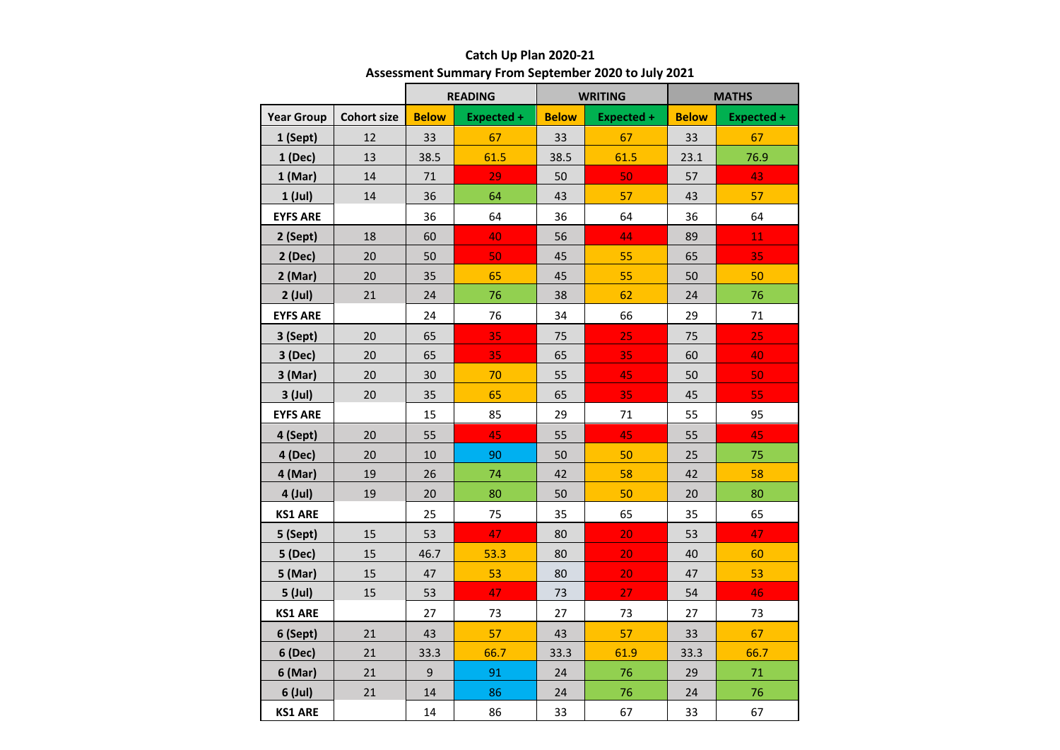# Catch Up Plan 2020-21

## Assessment Summary From September 2020 to July 2021

| | | READING | | WRITING | | MATHS | |
|---|---|---|---|---|---|---|---|
| **Year Group** | **Cohort size** | **Below** | **Expected +** | **Below** | **Expected +** | **Below** | **Expected +** |
| **1 (Sept)** | 12 | 33 | 67 | 33 | 67 | 33 | 67 |
| **1 (Dec)** | 13 | 38.5 | 61.5 | 38.5 | 61.5 | 23.1 | 76.9 |
| **1 (Mar)** | 14 | 71 | 29 | 50 | 50 | 57 | 43 |
| **1 (Jul)** | 14 | 36 | 64 | 43 | 57 | 43 | 57 |
| **EYFS ARE** | | 36 | 64 | 36 | 64 | 36 | 64 |
| **2 (Sept)** | 18 | 60 | 40 | 56 | 44 | 89 | 11 |
| **2 (Dec)** | 20 | 50 | 50 | 45 | 55 | 65 | 35 |
| **2 (Mar)** | 20 | 35 | 65 | 45 | 55 | 50 | 50 |
| **2 (Jul)** | 21 | 24 | 76 | 38 | 62 | 24 | 76 |
| **EYFS ARE** | | 24 | 76 | 34 | 66 | 29 | 71 |
| **3 (Sept)** | 20 | 65 | 35 | 75 | 25 | 75 | 25 |
| **3 (Dec)** | 20 | 65 | 35 | 65 | 35 | 60 | 40 |
| **3 (Mar)** | 20 | 30 | 70 | 55 | 45 | 50 | 50 |
| **3 (Jul)** | 20 | 35 | 65 | 65 | 35 | 45 | 55 |
| **EYFS ARE** | | 15 | 85 | 29 | 71 | 55 | 95 |
| **4 (Sept)** | 20 | 55 | 45 | 55 | 45 | 55 | 45 |
| **4 (Dec)** | 20 | 10 | 90 | 50 | 50 | 25 | 75 |
| **4 (Mar)** | 19 | 26 | 74 | 42 | 58 | 42 | 58 |
| **4 (Jul)** | 19 | 20 | 80 | 50 | 50 | 20 | 80 |
| **KS1 ARE** | | 25 | 75 | 35 | 65 | 35 | 65 |
| **5 (Sept)** | 15 | 53 | 47 | 80 | 20 | 53 | 47 |
| **5 (Dec)** | 15 | 46.7 | 53.3 | 80 | 20 | 40 | 60 |
| **5 (Mar)** | 15 | 47 | 53 | 80 | 20 | 47 | 53 |
| **5 (Jul)** | 15 | 53 | 47 | 73 | 27 | 54 | 46 |
| **KS1 ARE** | | 27 | 73 | 27 | 73 | 27 | 73 |
| **6 (Sept)** | 21 | 43 | 57 | 43 | 57 | 33 | 67 |
| **6 (Dec)** | 21 | 33.3 | 66.7 | 33.3 | 61.9 | 33.3 | 66.7 |
| **6 (Mar)** | 21 | 9 | 91 | 24 | 76 | 29 | 71 |
| **6 (Jul)** | 21 | 14 | 86 | 24 | 76 | 24 | 76 |
| **KS1 ARE** | | 14 | 86 | 33 | 67 | 33 | 67 |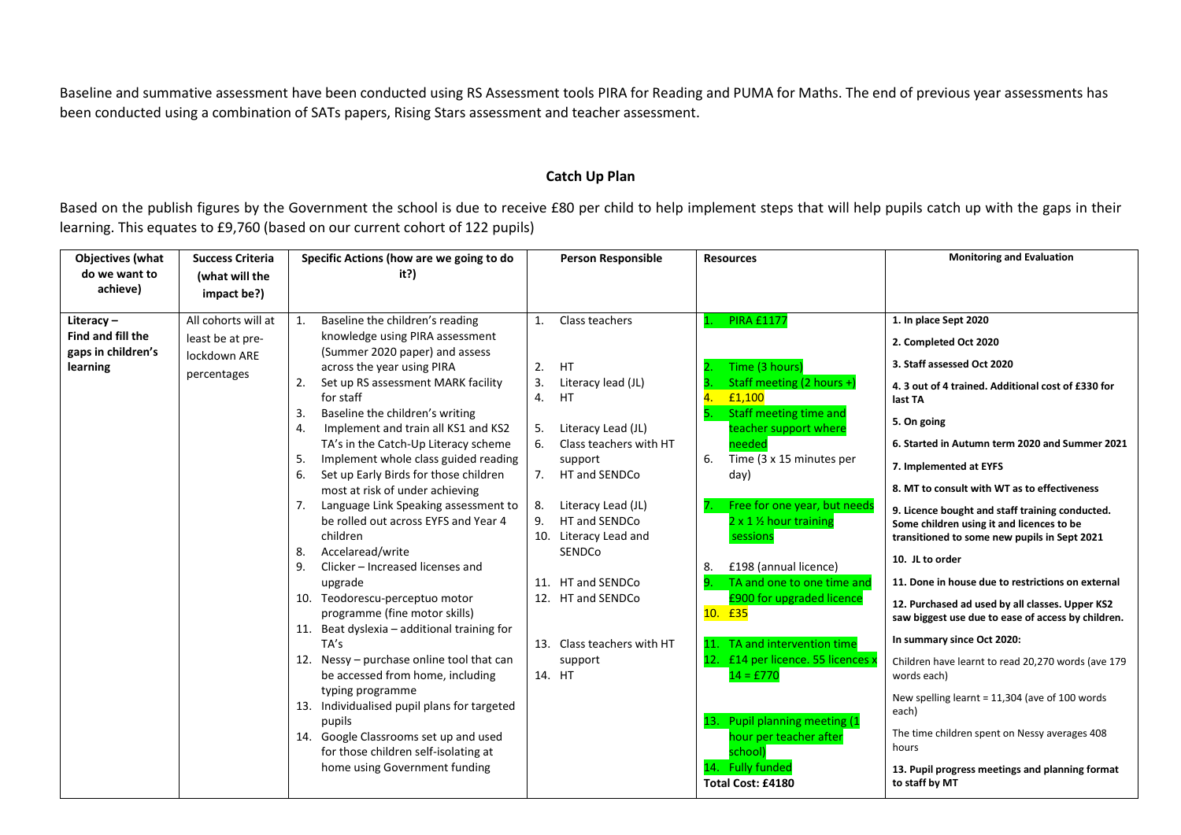Baseline and summative assessment have been conducted using RS Assessment tools PIRA for Reading and PUMA for Maths. The end of previous year assessments has been conducted using a combination of SATs papers, Rising Stars assessment and teacher assessment.

## Catch Up Plan

Based on the publish figures by the Government the school is due to receive £80 per child to help implement steps that will help pupils catch up with the gaps in their learning. This equates to £9,760 (based on our current cohort of 122 pupils)

| Objectives (what do we want to achieve) | Success Criteria (what will the impact be?) | Specific Actions (how are we going to do it?) | Person Responsible | Resources | Monitoring and Evaluation |
|---|---|---|---|---|---|
| **Literacy – Find and fill the gaps in children's learning** | All cohorts will at least be at pre-lockdown ARE percentages | 1. Baseline the children's reading knowledge using PIRA assessment (Summer 2020 paper) and assess across the year using PIRA<br>2. Set up RS assessment MARK facility for staff<br>3. Baseline the children's writing<br>4. Implement and train all KS1 and KS2 TA's in the Catch-Up Literacy scheme<br>5. Implement whole class guided reading<br>6. Set up Early Birds for those children most at risk of under achieving<br>7. Language Link Speaking assessment to be rolled out across EYFS and Year 4 children<br>8. Accelaread/write<br>9. Clicker – Increased licenses and upgrade<br>10. Teodorescu-perceptuo motor programme (fine motor skills)<br>11. Beat dyslexia – additional training for TA's<br>12. Nessy – purchase online tool that can be accessed from home, including typing programme<br>13. Individualised pupil plans for targeted pupils<br>14. Google Classrooms set up and used for those children self-isolating at home using Government funding | 1. Class teachers<br>2. HT<br>3. Literacy lead (JL)<br>4. HT<br>5. Literacy Lead (JL)<br>6. Class teachers with HT support<br>7. HT and SENDCo<br>8. Literacy Lead (JL)<br>9. HT and SENDCo<br>10. Literacy Lead and SENDCo<br>11. HT and SENDCo<br>12. HT and SENDCo<br>13. Class teachers with HT support<br>14. HT | 1. PIRA £1177<br>2. Time (3 hours)<br>3. Staff meeting (2 hours +)<br>4. £1,100<br>5. Staff meeting time and teacher support where needed<br>6. Time (3 x 15 minutes per day)<br>7. Free for one year, but needs 2 x 1 ½ hour training sessions<br>8. £198 (annual licence)<br>9. TA and one to one time and £900 for upgraded licence<br>10. £35<br>11. TA and intervention time<br>12. £14 per licence. 55 licences x 14 = £770<br>13. Pupil planning meeting (1 hour per teacher after school)<br>14. Fully funded<br>**Total Cost: £4180** | **1. In place Sept 2020**<br>**2. Completed Oct 2020**<br>**3. Staff assessed Oct 2020**<br>**4. 3 out of 4 trained. Additional cost of £330 for last TA**<br>**5. On going**<br>**6. Started in Autumn term 2020 and Summer 2021**<br>**7. Implemented at EYFS**<br>**8. MT to consult with WT as to effectiveness**<br>**9. Licence bought and staff training conducted. Some children using it and licences to be transitioned to some new pupils in Sept 2021**<br>**10. JL to order**<br>**11. Done in house due to restrictions on external**<br>**12. Purchased ad used by all classes. Upper KS2 saw biggest use due to ease of access by children.**<br>**In summary since Oct 2020:**<br>Children have learnt to read 20,270 words (ave 179 words each)<br>New spelling learnt = 11,304 (ave of 100 words each)<br>The time children spent on Nessy averages 408 hours<br>**13. Pupil progress meetings and planning format to staff by MT** |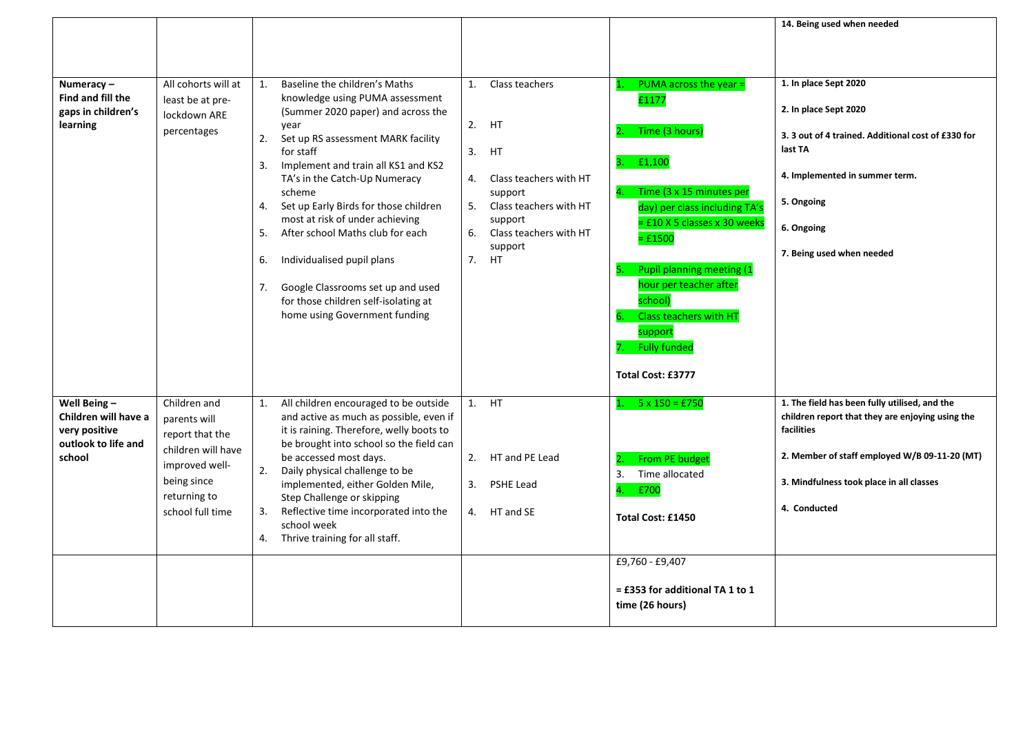| | | | | | |
|---|---|---|---|---|---|
| | | | | | **14. Being used when needed** |
| **Numeracy – Find and fill the gaps in children's learning** | All cohorts will at least be at pre-lockdown ARE percentages | 1. Baseline the children's Maths knowledge using PUMA assessment (Summer 2020 paper) and across the year<br>2. Set up RS assessment MARK facility for staff<br>3. Implement and train all KS1 and KS2 TA's in the Catch-Up Numeracy scheme<br>4. Set up Early Birds for those children most at risk of under achieving<br>5. After school Maths club for each<br>6. Individualised pupil plans<br>7. Google Classrooms set up and used for those children self-isolating at home using Government funding | 1. Class teachers<br>2. HT<br>3. HT<br>4. Class teachers with HT support<br>5. Class teachers with HT support<br>6. Class teachers with HT support<br>7. HT | 1. PUMA across the year = £1177<br>2. Time (3 hours)<br>3. £1,100<br>4. Time (3 x 15 minutes per day) per class including TA's = £10 X 5 classes x 30 weeks = £1500<br>5. Pupil planning meeting (1 hour per teacher after school)<br>6. Class teachers with HT support<br>7. Fully funded<br>**Total Cost: £3777** | **1. In place Sept 2020**<br>**2. In place Sept 2020**<br>**3. 3 out of 4 trained. Additional cost of £330 for last TA**<br>**4. Implemented in summer term.**<br>**5. Ongoing**<br>**6. Ongoing**<br>**7. Being used when needed** |
| **Well Being – Children will have a very positive outlook to life and school** | Children and parents will report that the children will have improved well-being since returning to school full time | 1. All children encouraged to be outside and active as much as possible, even if it is raining. Therefore, welly boots to be brought into school so the field can be accessed most days.<br>2. Daily physical challenge to be implemented, either Golden Mile, Step Challenge or skipping<br>3. Reflective time incorporated into the school week<br>4. Thrive training for all staff. | 1. HT<br>2. HT and PE Lead<br>3. PSHE Lead<br>4. HT and SE | 1. 5 x 150 = £750<br>2. From PE budget<br>3. Time allocated<br>4. £700<br>**Total Cost: £1450** | **1. The field has been fully utilised, and the children report that they are enjoying using the facilities**<br>**2. Member of staff employed W/B 09-11-20 (MT)**<br>**3. Mindfulness took place in all classes**<br>**4. Conducted** |
| | | | | £9,760 - £9,407<br>**= £353 for additional TA 1 to 1 time (26 hours)** | |